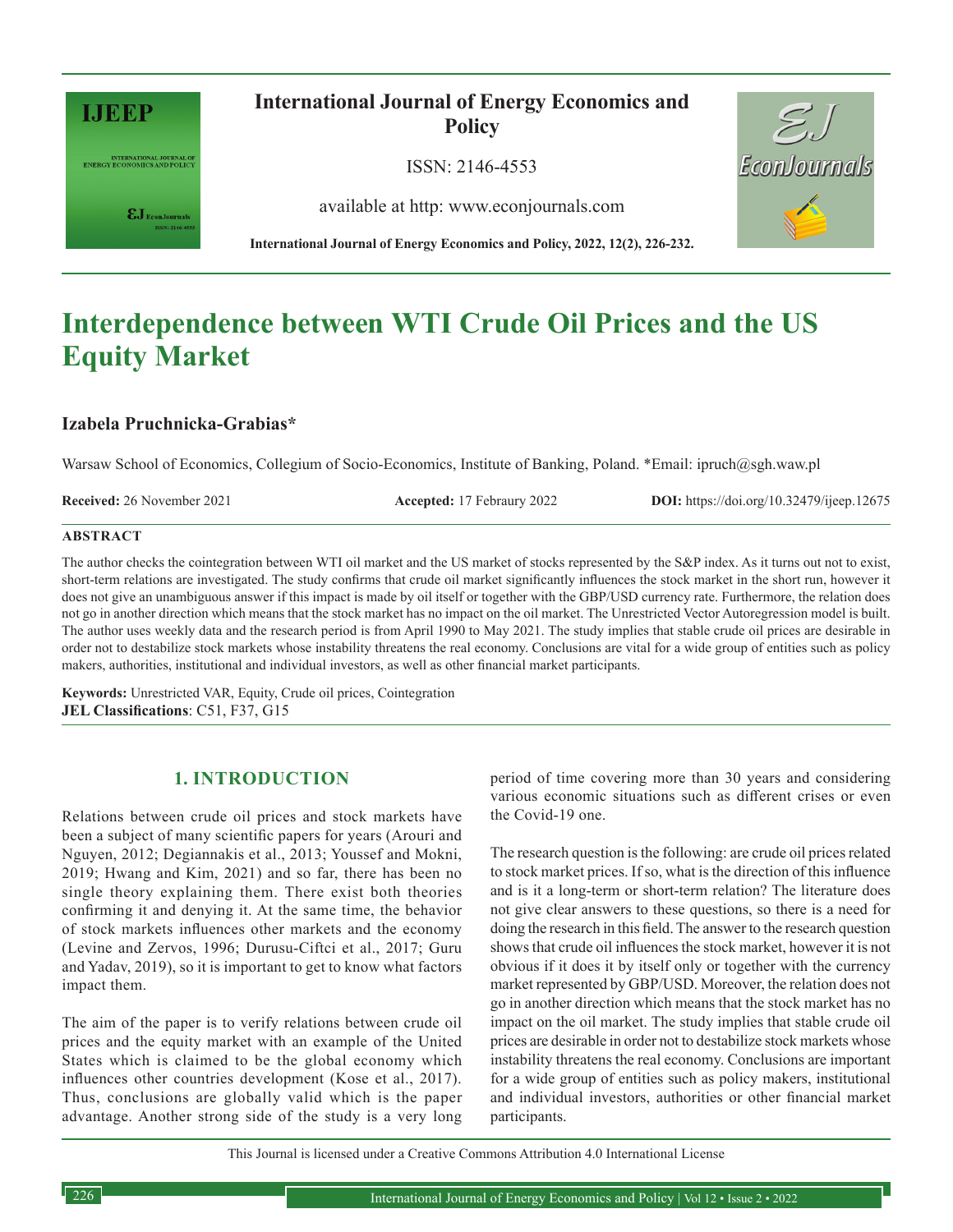# Interdependence between WTI Crude Oil Prices and the US Equity Market

**Izabela Pruchnicka-Grabias***

Warsaw School of Economics, Collegium of Socio-Economics, Institute of Banking, Poland. *Email: ipruch@sgh.waw.pl

**Received:** 26 November 2021 **Accepted:** 17 Febraury 2022 **DOI:** https://doi.org/10.32479/ijeep.12675

## ABSTRACT

The author checks the cointegration between WTI oil market and the US market of stocks represented by the S&P index. As it turns out not to exist, short-term relations are investigated. The study confirms that crude oil market significantly influences the stock market in the short run, however it does not give an unambiguous answer if this impact is made by oil itself or together with the GBP/USD currency rate. Furthermore, the relation does not go in another direction which means that the stock market has no impact on the oil market. The Unrestricted Vector Autoregression model is built. The author uses weekly data and the research period is from April 1990 to May 2021. The study implies that stable crude oil prices are desirable in order not to destabilize stock markets whose instability threatens the real economy. Conclusions are vital for a wide group of entities such as policy makers, authorities, institutional and individual investors, as well as other financial market participants.

**Keywords:** Unrestricted VAR, Equity, Crude oil prices, Cointegration
**JEL Classifications**: C51, F37, G15

## 1. INTRODUCTION

Relations between crude oil prices and stock markets have been a subject of many scientific papers for years (Arouri and Nguyen, 2012; Degiannakis et al., 2013; Youssef and Mokni, 2019; Hwang and Kim, 2021) and so far, there has been no single theory explaining them. There exist both theories confirming it and denying it. At the same time, the behavior of stock markets influences other markets and the economy (Levine and Zervos, 1996; Durusu-Ciftci et al., 2017; Guru and Yadav, 2019), so it is important to get to know what factors impact them.

The aim of the paper is to verify relations between crude oil prices and the equity market with an example of the United States which is claimed to be the global economy which influences other countries development (Kose et al., 2017). Thus, conclusions are globally valid which is the paper advantage. Another strong side of the study is a very long period of time covering more than 30 years and considering various economic situations such as different crises or even the Covid-19 one.

The research question is the following: are crude oil prices related to stock market prices. If so, what is the direction of this influence and is it a long-term or short-term relation? The literature does not give clear answers to these questions, so there is a need for doing the research in this field. The answer to the research question shows that crude oil influences the stock market, however it is not obvious if it does it by itself only or together with the currency market represented by GBP/USD. Moreover, the relation does not go in another direction which means that the stock market has no impact on the oil market. The study implies that stable crude oil prices are desirable in order not to destabilize stock markets whose instability threatens the real economy. Conclusions are important for a wide group of entities such as policy makers, institutional and individual investors, authorities or other financial market participants.

This Journal is licensed under a Creative Commons Attribution 4.0 International License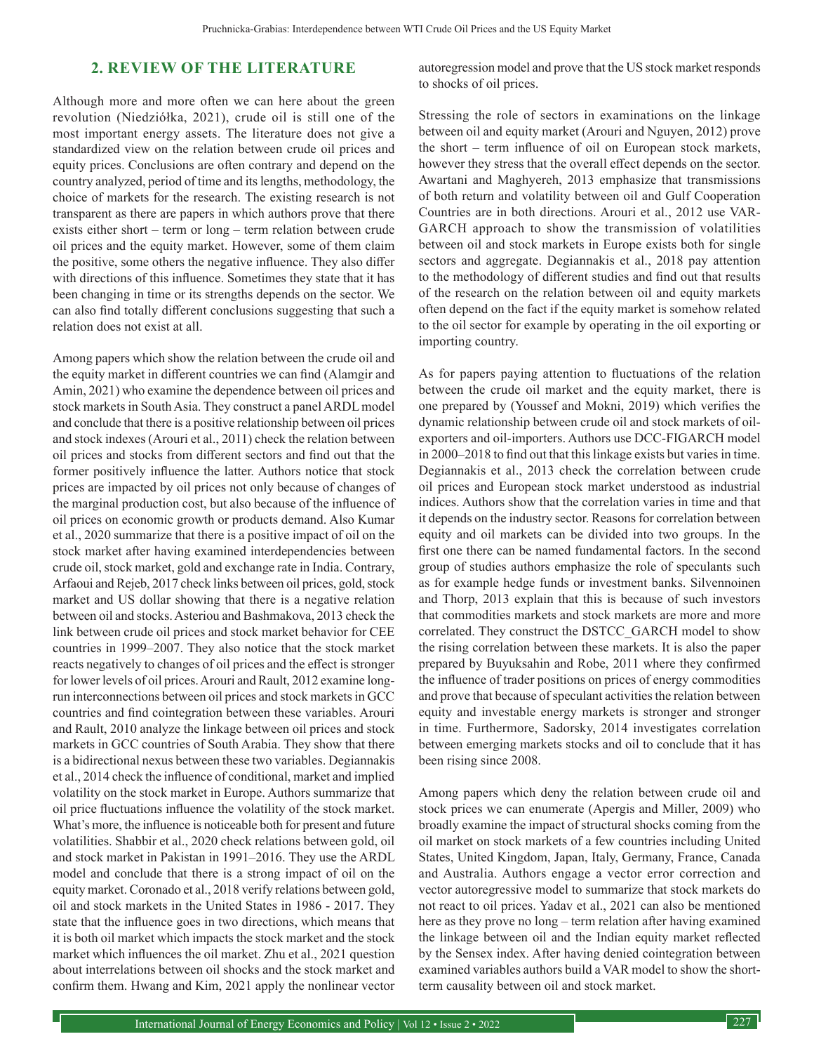## 2. REVIEW OF THE LITERATURE

Although more and more often we can here about the green revolution (Niedziółka, 2021), crude oil is still one of the most important energy assets. The literature does not give a standardized view on the relation between crude oil prices and equity prices. Conclusions are often contrary and depend on the country analyzed, period of time and its lengths, methodology, the choice of markets for the research. The existing research is not transparent as there are papers in which authors prove that there exists either short – term or long – term relation between crude oil prices and the equity market. However, some of them claim the positive, some others the negative influence. They also differ with directions of this influence. Sometimes they state that it has been changing in time or its strengths depends on the sector. We can also find totally different conclusions suggesting that such a relation does not exist at all.

Among papers which show the relation between the crude oil and the equity market in different countries we can find (Alamgir and Amin, 2021) who examine the dependence between oil prices and stock markets in South Asia. They construct a panel ARDL model and conclude that there is a positive relationship between oil prices and stock indexes (Arouri et al., 2011) check the relation between oil prices and stocks from different sectors and find out that the former positively influence the latter. Authors notice that stock prices are impacted by oil prices not only because of changes of the marginal production cost, but also because of the influence of oil prices on economic growth or products demand. Also Kumar et al., 2020 summarize that there is a positive impact of oil on the stock market after having examined interdependencies between crude oil, stock market, gold and exchange rate in India. Contrary, Arfaoui and Rejeb, 2017 check links between oil prices, gold, stock market and US dollar showing that there is a negative relation between oil and stocks. Asteriou and Bashmakova, 2013 check the link between crude oil prices and stock market behavior for CEE countries in 1999–2007. They also notice that the stock market reacts negatively to changes of oil prices and the effect is stronger for lower levels of oil prices. Arouri and Rault, 2012 examine long-run interconnections between oil prices and stock markets in GCC countries and find cointegration between these variables. Arouri and Rault, 2010 analyze the linkage between oil prices and stock markets in GCC countries of South Arabia. They show that there is a bidirectional nexus between these two variables. Degiannakis et al., 2014 check the influence of conditional, market and implied volatility on the stock market in Europe. Authors summarize that oil price fluctuations influence the volatility of the stock market. What's more, the influence is noticeable both for present and future volatilities. Shabbir et al., 2020 check relations between gold, oil and stock market in Pakistan in 1991–2016. They use the ARDL model and conclude that there is a strong impact of oil on the equity market. Coronado et al., 2018 verify relations between gold, oil and stock markets in the United States in 1986 - 2017. They state that the influence goes in two directions, which means that it is both oil market which impacts the stock market and the stock market which influences the oil market. Zhu et al., 2021 question about interrelations between oil shocks and the stock market and confirm them. Hwang and Kim, 2021 apply the nonlinear vector autoregression model and prove that the US stock market responds to shocks of oil prices.

Stressing the role of sectors in examinations on the linkage between oil and equity market (Arouri and Nguyen, 2012) prove the short – term influence of oil on European stock markets, however they stress that the overall effect depends on the sector. Awartani and Maghyereh, 2013 emphasize that transmissions of both return and volatility between oil and Gulf Cooperation Countries are in both directions. Arouri et al., 2012 use VAR-GARCH approach to show the transmission of volatilities between oil and stock markets in Europe exists both for single sectors and aggregate. Degiannakis et al., 2018 pay attention to the methodology of different studies and find out that results of the research on the relation between oil and equity markets often depend on the fact if the equity market is somehow related to the oil sector for example by operating in the oil exporting or importing country.

As for papers paying attention to fluctuations of the relation between the crude oil market and the equity market, there is one prepared by (Youssef and Mokni, 2019) which verifies the dynamic relationship between crude oil and stock markets of oil-exporters and oil-importers. Authors use DCC-FIGARCH model in 2000–2018 to find out that this linkage exists but varies in time. Degiannakis et al., 2013 check the correlation between crude oil prices and European stock market understood as industrial indices. Authors show that the correlation varies in time and that it depends on the industry sector. Reasons for correlation between equity and oil markets can be divided into two groups. In the first one there can be named fundamental factors. In the second group of studies authors emphasize the role of speculants such as for example hedge funds or investment banks. Silvennoinen and Thorp, 2013 explain that this is because of such investors that commodities markets and stock markets are more and more correlated. They construct the DSTCC_GARCH model to show the rising correlation between these markets. It is also the paper prepared by Buyuksahin and Robe, 2011 where they confirmed the influence of trader positions on prices of energy commodities and prove that because of speculant activities the relation between equity and investable energy markets is stronger and stronger in time. Furthermore, Sadorsky, 2014 investigates correlation between emerging markets stocks and oil to conclude that it has been rising since 2008.

Among papers which deny the relation between crude oil and stock prices we can enumerate (Apergis and Miller, 2009) who broadly examine the impact of structural shocks coming from the oil market on stock markets of a few countries including United States, United Kingdom, Japan, Italy, Germany, France, Canada and Australia. Authors engage a vector error correction and vector autoregressive model to summarize that stock markets do not react to oil prices. Yadav et al., 2021 can also be mentioned here as they prove no long – term relation after having examined the linkage between oil and the Indian equity market reflected by the Sensex index. After having denied cointegration between examined variables authors build a VAR model to show the short-term causality between oil and stock market.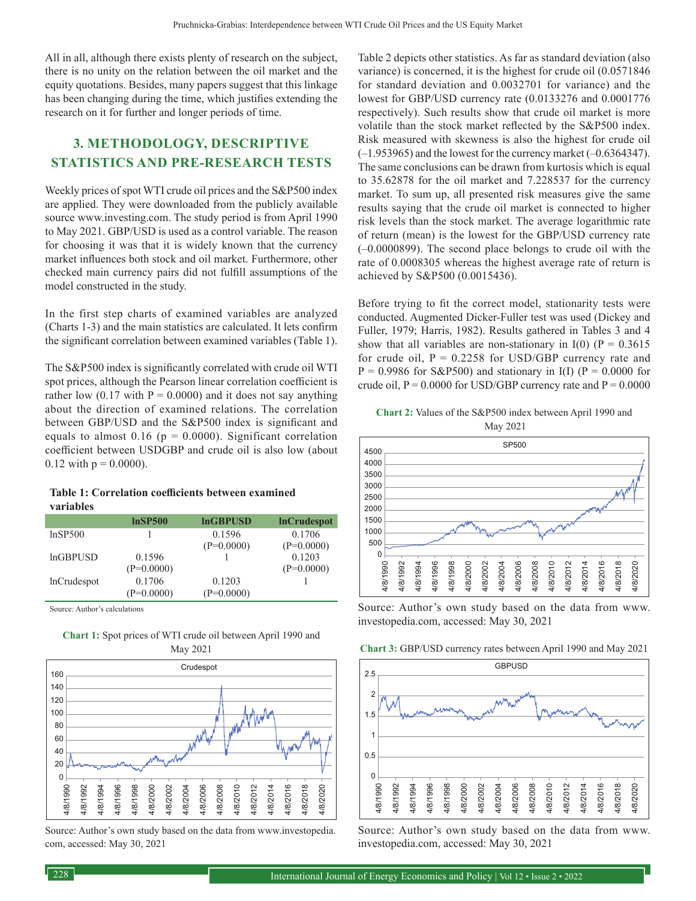All in all, although there exists plenty of research on the subject, there is no unity on the relation between the oil market and the equity quotations. Besides, many papers suggest that this linkage has been changing during the time, which justifies extending the research on it for further and longer periods of time.

## 3. METHODOLOGY, DESCRIPTIVE STATISTICS AND PRE-RESEARCH TESTS

Weekly prices of spot WTI crude oil prices and the S&P500 index are applied. They were downloaded from the publicly available source www.investing.com. The study period is from April 1990 to May 2021. GBP/USD is used as a control variable. The reason for choosing it was that it is widely known that the currency market influences both stock and oil market. Furthermore, other checked main currency pairs did not fulfill assumptions of the model constructed in the study.

In the first step charts of examined variables are analyzed (Charts 1-3) and the main statistics are calculated. It lets confirm the significant correlation between examined variables (Table 1).

The S&P500 index is significantly correlated with crude oil WTI spot prices, although the Pearson linear correlation coefficient is rather low (0.17 with P = 0.0000) and it does not say anything about the direction of examined relations. The correlation between GBP/USD and the S&P500 index is significant and equals to almost 0.16 (p = 0.0000). Significant correlation coefficient between USDGBP and crude oil is also low (about 0.12 with p = 0.0000).

**Table 1: Correlation coefficients between examined variables**

| | lnSP500 | lnGBPUSD | lnCrudespot |
|---|---|---|---|
| lnSP500 | 1 | 0.1596 (P=0.0000) | 0.1706 (P=0.0000) |
| lnGBPUSD | 0.1596 (P=0.0000) | 1 | 0.1203 (P=0.0000) |
| lnCrudespot | 0.1706 (P=0.0000) | 0.1203 (P=0.0000) | 1 |

Source: Author's calculations

**Chart 1:** Spot prices of WTI crude oil between April 1990 and May 2021

Source: Author's own study based on the data from www.investopedia.com, accessed: May 30, 2021

Table 2 depicts other statistics. As far as standard deviation (also variance) is concerned, it is the highest for crude oil (0.0571846 for standard deviation and 0.0032701 for variance) and the lowest for GBP/USD currency rate (0.0133276 and 0.0001776 respectively). Such results show that crude oil market is more volatile than the stock market reflected by the S&P500 index. Risk measured with skewness is also the highest for crude oil (–1.953965) and the lowest for the currency market (–0.6364347). The same conclusions can be drawn from kurtosis which is equal to 35.62878 for the oil market and 7.228537 for the currency market. To sum up, all presented risk measures give the same results saying that the crude oil market is connected to higher risk levels than the stock market. The average logarithmic rate of return (mean) is the lowest for the GBP/USD currency rate (–0.0000899). The second place belongs to crude oil with the rate of 0.0008305 whereas the highest average rate of return is achieved by S&P500 (0.0015436).

Before trying to fit the correct model, stationarity tests were conducted. Augmented Dicker-Fuller test was used (Dickey and Fuller, 1979; Harris, 1982). Results gathered in Tables 3 and 4 show that all variables are non-stationary in I(0) (P = 0.3615 for crude oil, P = 0.2258 for USD/GBP currency rate and P = 0.9986 for S&P500) and stationary in I(I) (P = 0.0000 for crude oil, P = 0.0000 for USD/GBP currency rate and P = 0.0000

**Chart 2:** Values of the S&P500 index between April 1990 and May 2021

Source: Author's own study based on the data from www.investopedia.com, accessed: May 30, 2021

**Chart 3:** GBP/USD currency rates between April 1990 and May 2021

Source: Author's own study based on the data from www.investopedia.com, accessed: May 30, 2021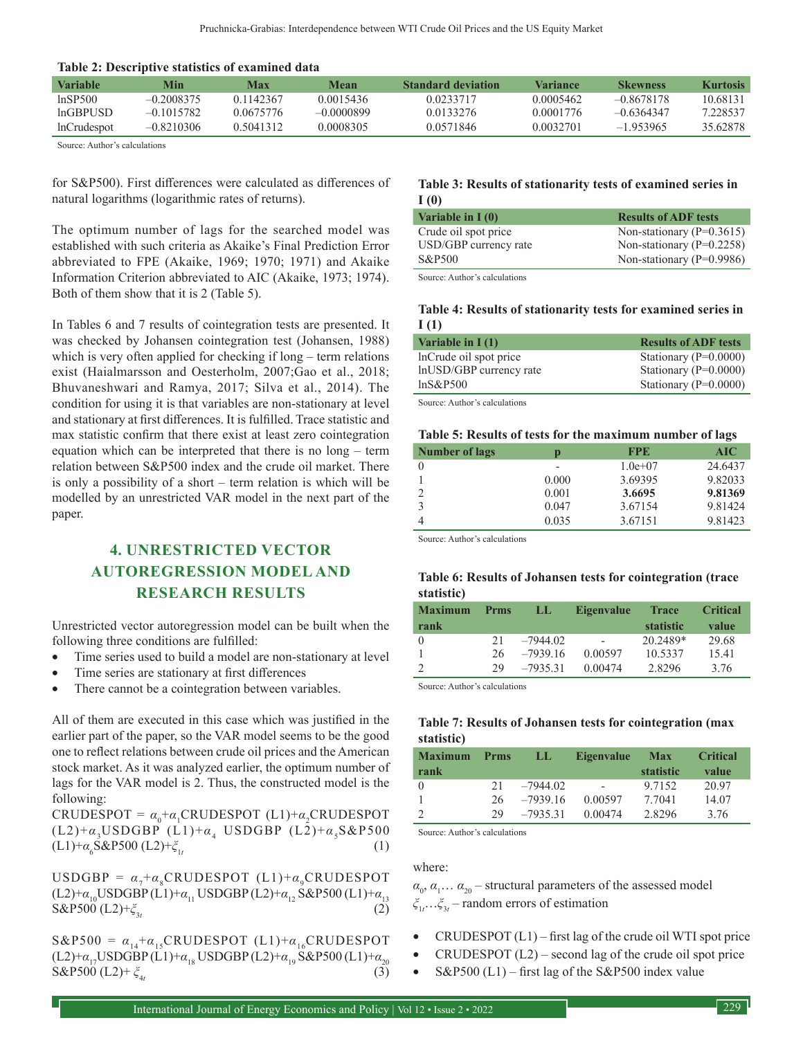**Table 2: Descriptive statistics of examined data**

| Variable | Min | Max | Mean | Standard deviation | Variance | Skewness | Kurtosis |
|---|---|---|---|---|---|---|---|
| lnSP500 | –0.2008375 | 0.1142367 | 0.0015436 | 0.0233717 | 0.0005462 | –0.8678178 | 10.68131 |
| lnGBPUSD | –0.1015782 | 0.0675776 | –0.0000899 | 0.0133276 | 0.0001776 | –0.6364347 | 7.228537 |
| lnCrudespot | –0.8210306 | 0.5041312 | 0.0008305 | 0.0571846 | 0.0032701 | –1.953965 | 35.62878 |

Source: Author's calculations

for S&P500). First differences were calculated as differences of natural logarithms (logarithmic rates of returns).

The optimum number of lags for the searched model was established with such criteria as Akaike's Final Prediction Error abbreviated to FPE (Akaike, 1969; 1970; 1971) and Akaike Information Criterion abbreviated to AIC (Akaike, 1973; 1974). Both of them show that it is 2 (Table 5).

In Tables 6 and 7 results of cointegration tests are presented. It was checked by Johansen cointegration test (Johansen, 1988) which is very often applied for checking if long – term relations exist (Haialmarsson and Oesterholm, 2007;Gao et al., 2018; Bhuvaneshwari and Ramya, 2017; Silva et al., 2014). The condition for using it is that variables are non-stationary at level and stationary at first differences. It is fulfilled. Trace statistic and max statistic confirm that there exist at least zero cointegration equation which can be interpreted that there is no long – term relation between S&P500 index and the crude oil market. There is only a possibility of a short – term relation is which will be modelled by an unrestricted VAR model in the next part of the paper.

**Table 3: Results of stationarity tests of examined series in I (0)**

| Variable in I (0) | Results of ADF tests |
|---|---|
| Crude oil spot price | Non-stationary (P=0.3615) |
| USD/GBP currency rate | Non-stationary (P=0.2258) |
| S&P500 | Non-stationary (P=0.9986) |

Source: Author's calculations

**Table 4: Results of stationarity tests for examined series in I (1)**

| Variable in I (1) | Results of ADF tests |
|---|---|
| lnCrude oil spot price | Stationary (P=0.0000) |
| lnUSD/GBP currency rate | Stationary (P=0.0000) |
| lnS&P500 | Stationary (P=0.0000) |

Source: Author's calculations

**Table 5: Results of tests for the maximum number of lags**

| Number of lags | p | FPE | AIC |
|---|---|---|---|
| 0 | - | 1.0e+07 | 24.6437 |
| 1 | 0.000 | 3.69395 | 9.82033 |
| 2 | 0.001 | **3.6695** | **9.81369** |
| 3 | 0.047 | 3.67154 | 9.81424 |
| 4 | 0.035 | 3.67151 | 9.81423 |

Source: Author's calculations

**Table 6: Results of Johansen tests for cointegration (trace statistic)**

| Maximum rank | Prms | LL | Eigenvalue | Trace statistic | Critical value |
|---|---|---|---|---|---|
| 0 | 21 | –7944.02 | - | 20.2489* | 29.68 |
| 1 | 26 | –7939.16 | 0.00597 | 10.5337 | 15.41 |
| 2 | 29 | –7935.31 | 0.00474 | 2.8296 | 3.76 |

Source: Author's calculations

**Table 7: Results of Johansen tests for cointegration (max statistic)**

| Maximum rank | Prms | LL | Eigenvalue | Max statistic | Critical value |
|---|---|---|---|---|---|
| 0 | 21 | –7944.02 | - | 9.7152 | 20.97 |
| 1 | 26 | –7939.16 | 0.00597 | 7.7041 | 14.07 |
| 2 | 29 | –7935.31 | 0.00474 | 2.8296 | 3.76 |

Source: Author's calculations

## 4. UNRESTRICTED VECTOR AUTOREGRESSION MODEL AND RESEARCH RESULTS

Unrestricted vector autoregression model can be built when the following three conditions are fulfilled:

- Time series used to build a model are non-stationary at level
- Time series are stationary at first differences
- There cannot be a cointegration between variables.

All of them are executed in this case which was justified in the earlier part of the paper, so the VAR model seems to be the good one to reflect relations between crude oil prices and the American stock market. As it was analyzed earlier, the optimum number of lags for the VAR model is 2. Thus, the constructed model is the following:

$$CRUDESPOT = \alpha_0+\alpha_1 CRUDESPOT\ (L1)+\alpha_2 CRUDESPOT\ (L2)+\alpha_3 USDGBP\ (L1)+\alpha_4\ USDGBP\ (L2)+\alpha_5 S\&P500\ (L1)+\alpha_6 S\&P500\ (L2)+\xi_{1t} \quad (1)$$

$$USDGBP = \alpha_7+\alpha_8 CRUDESPOT\ (L1)+\alpha_9 CRUDESPOT\ (L2)+\alpha_{10} USDGBP\ (L1)+\alpha_{11}\ USDGBP\ (L2)+\alpha_{12}\ S\&P500\ (L1)+\alpha_{13}\ S\&P500\ (L2)+\xi_{3t} \quad (2)$$

$$S\&P500 = \alpha_{14}+\alpha_{15} CRUDESPOT\ (L1)+\alpha_{16} CRUDESPOT\ (L2)+\alpha_{17} USDGBP\ (L1)+\alpha_{18}\ USDGBP\ (L2)+\alpha_{19}\ S\&P500\ (L1)+\alpha_{20}\ S\&P500\ (L2)+\ \xi_{4t} \quad (3)$$

where:

$\alpha_0, \alpha_1 \ldots \alpha_{20}$ – structural parameters of the assessed model

$\xi_{1t} \ldots \xi_{3t}$ – random errors of estimation

- CRUDESPOT (L1) – first lag of the crude oil WTI spot price
- CRUDESPOT (L2) – second lag of the crude oil spot price
- S&P500 (L1) – first lag of the S&P500 index value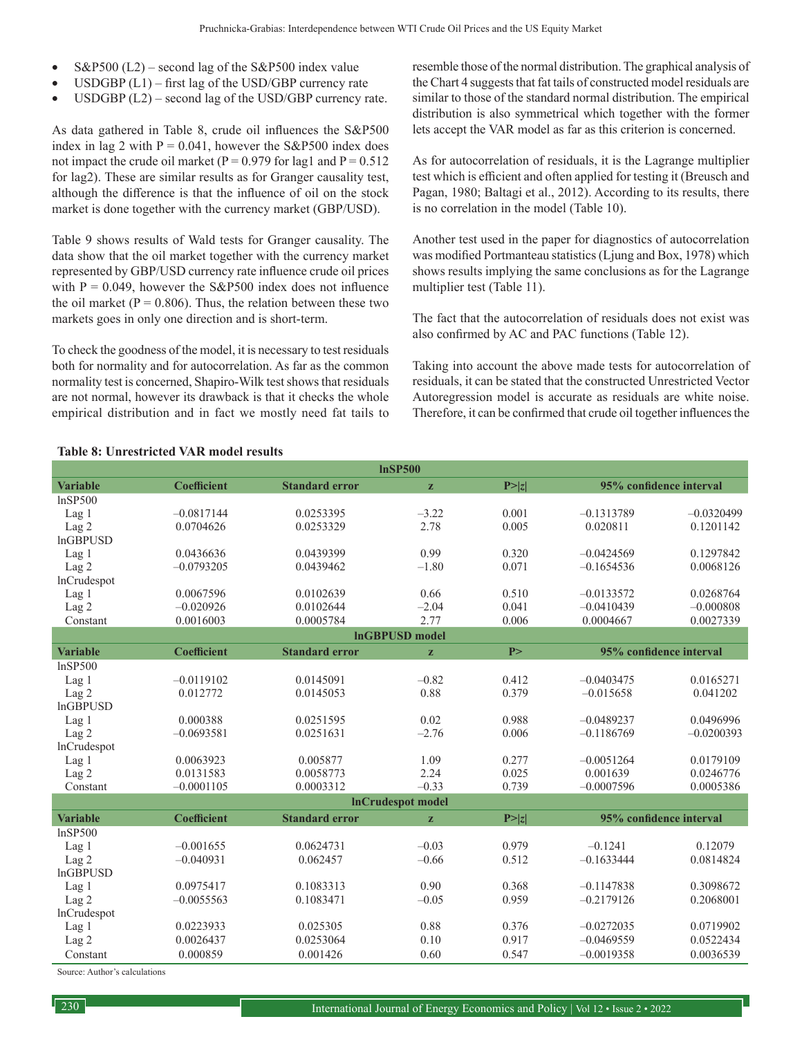- S&P500 (L2) – second lag of the S&P500 index value
- USDGBP (L1) – first lag of the USD/GBP currency rate
- USDGBP (L2) – second lag of the USD/GBP currency rate.

As data gathered in Table 8, crude oil influences the S&P500 index in lag 2 with P = 0.041, however the S&P500 index does not impact the crude oil market (P = 0.979 for lag1 and P = 0.512 for lag2). These are similar results as for Granger causality test, although the difference is that the influence of oil on the stock market is done together with the currency market (GBP/USD).

Table 9 shows results of Wald tests for Granger causality. The data show that the oil market together with the currency market represented by GBP/USD currency rate influence crude oil prices with P = 0.049, however the S&P500 index does not influence the oil market (P = 0.806). Thus, the relation between these two markets goes in only one direction and is short-term.

To check the goodness of the model, it is necessary to test residuals both for normality and for autocorrelation. As far as the common normality test is concerned, Shapiro-Wilk test shows that residuals are not normal, however its drawback is that it checks the whole empirical distribution and in fact we mostly need fat tails to resemble those of the normal distribution. The graphical analysis of the Chart 4 suggests that fat tails of constructed model residuals are similar to those of the standard normal distribution. The empirical distribution is also symmetrical which together with the former lets accept the VAR model as far as this criterion is concerned.

As for autocorrelation of residuals, it is the Lagrange multiplier test which is efficient and often applied for testing it (Breusch and Pagan, 1980; Baltagi et al., 2012). According to its results, there is no correlation in the model (Table 10).

Another test used in the paper for diagnostics of autocorrelation was modified Portmanteau statistics (Ljung and Box, 1978) which shows results implying the same conclusions as for the Lagrange multiplier test (Table 11).

The fact that the autocorrelation of residuals does not exist was also confirmed by AC and PAC functions (Table 12).

Taking into account the above made tests for autocorrelation of residuals, it can be stated that the constructed Unrestricted Vector Autoregression model is accurate as residuals are white noise. Therefore, it can be confirmed that crude oil together influences the

**Table 8: Unrestricted VAR model results**

| lnSP500 | | | | | | |
|---|---|---|---|---|---|---|
| **Variable** | **Coefficient** | **Standard error** | **z** | **P>\|z\|** | **95% confidence interval** | |
| lnSP500 | | | | | | |
| Lag 1 | –0.0817144 | 0.0253395 | –3.22 | 0.001 | –0.1313789 | –0.0320499 |
| Lag 2 | 0.0704626 | 0.0253329 | 2.78 | 0.005 | 0.020811 | 0.1201142 |
| lnGBPUSD | | | | | | |
| Lag 1 | 0.0436636 | 0.0439399 | 0.99 | 0.320 | –0.0424569 | 0.1297842 |
| Lag 2 | –0.0793205 | 0.0439462 | –1.80 | 0.071 | –0.1654536 | 0.0068126 |
| lnCrudespot | | | | | | |
| Lag 1 | 0.0067596 | 0.0102639 | 0.66 | 0.510 | –0.0133572 | 0.0268764 |
| Lag 2 | –0.020926 | 0.0102644 | –2.04 | 0.041 | –0.0410439 | –0.000808 |
| Constant | 0.0016003 | 0.0005784 | 2.77 | 0.006 | 0.0004667 | 0.0027339 |
| **lnGBPUSD model** | | | | | | |
| **Variable** | **Coefficient** | **Standard error** | **z** | **P>** | **95% confidence interval** | |
| lnSP500 | | | | | | |
| Lag 1 | –0.0119102 | 0.0145091 | –0.82 | 0.412 | –0.0403475 | 0.0165271 |
| Lag 2 | 0.012772 | 0.0145053 | 0.88 | 0.379 | –0.015658 | 0.041202 |
| lnGBPUSD | | | | | | |
| Lag 1 | 0.000388 | 0.0251595 | 0.02 | 0.988 | –0.0489237 | 0.0496996 |
| Lag 2 | –0.0693581 | 0.0251631 | –2.76 | 0.006 | –0.1186769 | –0.0200393 |
| lnCrudespot | | | | | | |
| Lag 1 | 0.0063923 | 0.005877 | 1.09 | 0.277 | –0.0051264 | 0.0179109 |
| Lag 2 | 0.0131583 | 0.0058773 | 2.24 | 0.025 | 0.001639 | 0.0246776 |
| Constant | –0.0001105 | 0.0003312 | –0.33 | 0.739 | –0.0007596 | 0.0005386 |
| **lnCrudespot model** | | | | | | |
| **Variable** | **Coefficient** | **Standard error** | **z** | **P>\|z\|** | **95% confidence interval** | |
| lnSP500 | | | | | | |
| Lag 1 | –0.001655 | 0.0624731 | –0.03 | 0.979 | –0.1241 | 0.12079 |
| Lag 2 | –0.040931 | 0.062457 | –0.66 | 0.512 | –0.1633444 | 0.0814824 |
| lnGBPUSD | | | | | | |
| Lag 1 | 0.0975417 | 0.1083313 | 0.90 | 0.368 | –0.1147838 | 0.3098672 |
| Lag 2 | –0.0055563 | 0.1083471 | –0.05 | 0.959 | –0.2179126 | 0.2068001 |
| lnCrudespot | | | | | | |
| Lag 1 | 0.0223933 | 0.025305 | 0.88 | 0.376 | –0.0272035 | 0.0719902 |
| Lag 2 | 0.0026437 | 0.0253064 | 0.10 | 0.917 | –0.0469559 | 0.0522434 |
| Constant | 0.000859 | 0.001426 | 0.60 | 0.547 | –0.0019358 | 0.0036539 |

Source: Author's calculations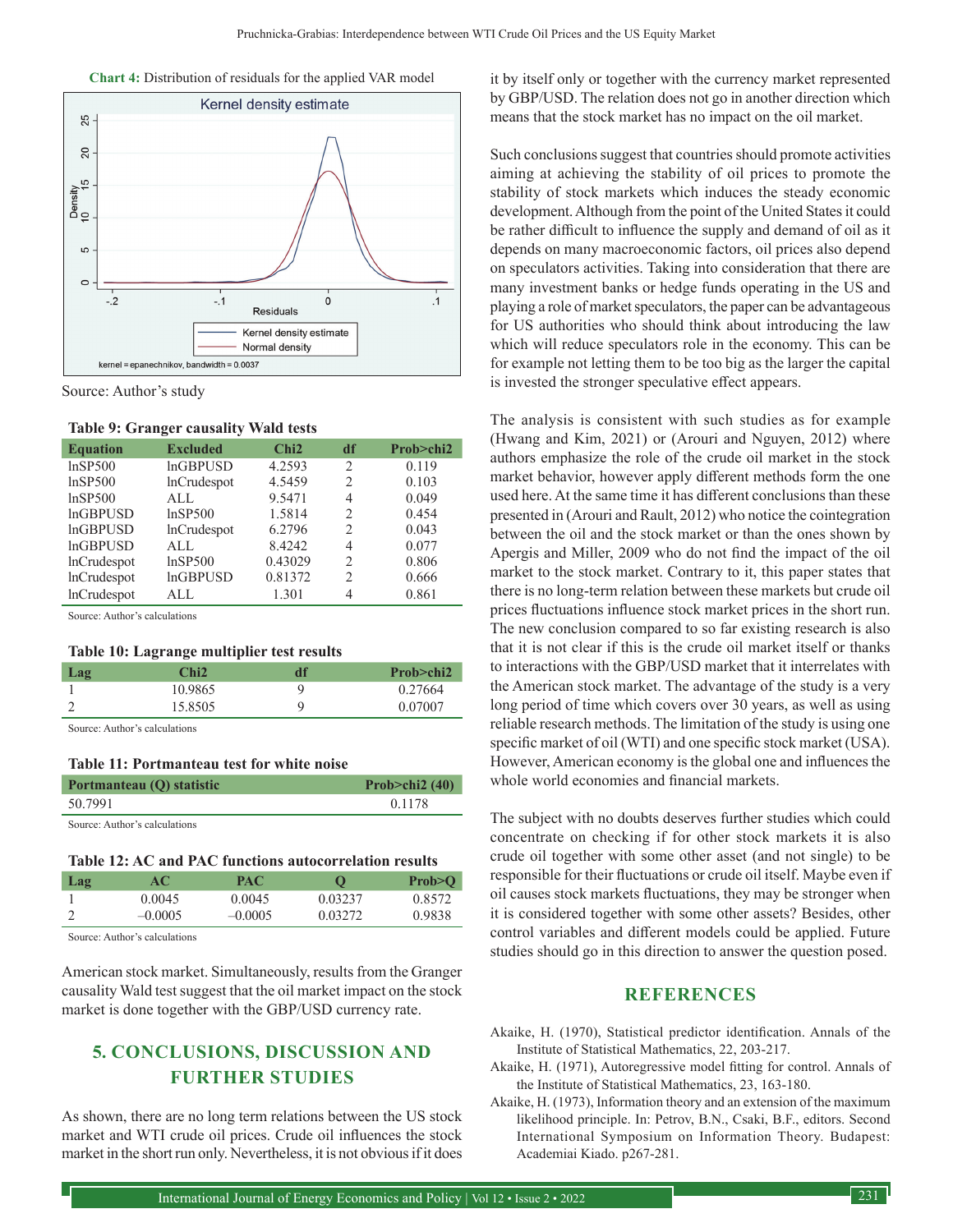**Chart 4:** Distribution of residuals for the applied VAR model

Source: Author's study

**Table 9: Granger causality Wald tests**

| Equation | Excluded | Chi2 | df | Prob>chi2 |
|---|---|---|---|---|
| lnSP500 | lnGBPUSD | 4.2593 | 2 | 0.119 |
| lnSP500 | lnCrudespot | 4.5459 | 2 | 0.103 |
| lnSP500 | ALL | 9.5471 | 4 | 0.049 |
| lnGBPUSD | lnSP500 | 1.5814 | 2 | 0.454 |
| lnGBPUSD | lnCrudespot | 6.2796 | 2 | 0.043 |
| lnGBPUSD | ALL | 8.4242 | 4 | 0.077 |
| lnCrudespot | lnSP500 | 0.43029 | 2 | 0.806 |
| lnCrudespot | lnGBPUSD | 0.81372 | 2 | 0.666 |
| lnCrudespot | ALL | 1.301 | 4 | 0.861 |

Source: Author's calculations

**Table 10: Lagrange multiplier test results**

| Lag | Chi2 | df | Prob>chi2 |
|---|---|---|---|
| 1 | 10.9865 | 9 | 0.27664 |
| 2 | 15.8505 | 9 | 0.07007 |

Source: Author's calculations

**Table 11: Portmanteau test for white noise**

| Portmanteau (Q) statistic | Prob>chi2 (40) |
|---|---|
| 50.7991 | 0.1178 |

Source: Author's calculations

**Table 12: AC and PAC functions autocorrelation results**

| Lag | AC | PAC | Q | Prob>Q |
|---|---|---|---|---|
| 1 | 0.0045 | 0.0045 | 0.03237 | 0.8572 |
| 2 | –0.0005 | –0.0005 | 0.03272 | 0.9838 |

Source: Author's calculations

American stock market. Simultaneously, results from the Granger causality Wald test suggest that the oil market impact on the stock market is done together with the GBP/USD currency rate.

## 5. CONCLUSIONS, DISCUSSION AND FURTHER STUDIES

As shown, there are no long term relations between the US stock market and WTI crude oil prices. Crude oil influences the stock market in the short run only. Nevertheless, it is not obvious if it does it by itself only or together with the currency market represented by GBP/USD. The relation does not go in another direction which means that the stock market has no impact on the oil market.

Such conclusions suggest that countries should promote activities aiming at achieving the stability of oil prices to promote the stability of stock markets which induces the steady economic development. Although from the point of the United States it could be rather difficult to influence the supply and demand of oil as it depends on many macroeconomic factors, oil prices also depend on speculators activities. Taking into consideration that there are many investment banks or hedge funds operating in the US and playing a role of market speculators, the paper can be advantageous for US authorities who should think about introducing the law which will reduce speculators role in the economy. This can be for example not letting them to be too big as the larger the capital is invested the stronger speculative effect appears.

The analysis is consistent with such studies as for example (Hwang and Kim, 2021) or (Arouri and Nguyen, 2012) where authors emphasize the role of the crude oil market in the stock market behavior, however apply different methods form the one used here. At the same time it has different conclusions than these presented in (Arouri and Rault, 2012) who notice the cointegration between the oil and the stock market or than the ones shown by Apergis and Miller, 2009 who do not find the impact of the oil market to the stock market. Contrary to it, this paper states that there is no long-term relation between these markets but crude oil prices fluctuations influence stock market prices in the short run. The new conclusion compared to so far existing research is also that it is not clear if this is the crude oil market itself or thanks to interactions with the GBP/USD market that it interrelates with the American stock market. The advantage of the study is a very long period of time which covers over 30 years, as well as using reliable research methods. The limitation of the study is using one specific market of oil (WTI) and one specific stock market (USA). However, American economy is the global one and influences the whole world economies and financial markets.

The subject with no doubts deserves further studies which could concentrate on checking if for other stock markets it is also crude oil together with some other asset (and not single) to be responsible for their fluctuations or crude oil itself. Maybe even if oil causes stock markets fluctuations, they may be stronger when it is considered together with some other assets? Besides, other control variables and different models could be applied. Future studies should go in this direction to answer the question posed.

## REFERENCES

Akaike, H. (1970), Statistical predictor identification. Annals of the Institute of Statistical Mathematics, 22, 203-217.

Akaike, H. (1971), Autoregressive model fitting for control. Annals of the Institute of Statistical Mathematics, 23, 163-180.

Akaike, H. (1973), Information theory and an extension of the maximum likelihood principle. In: Petrov, B.N., Csaki, B.F., editors. Second International Symposium on Information Theory. Budapest: Academiai Kiado. p267-281.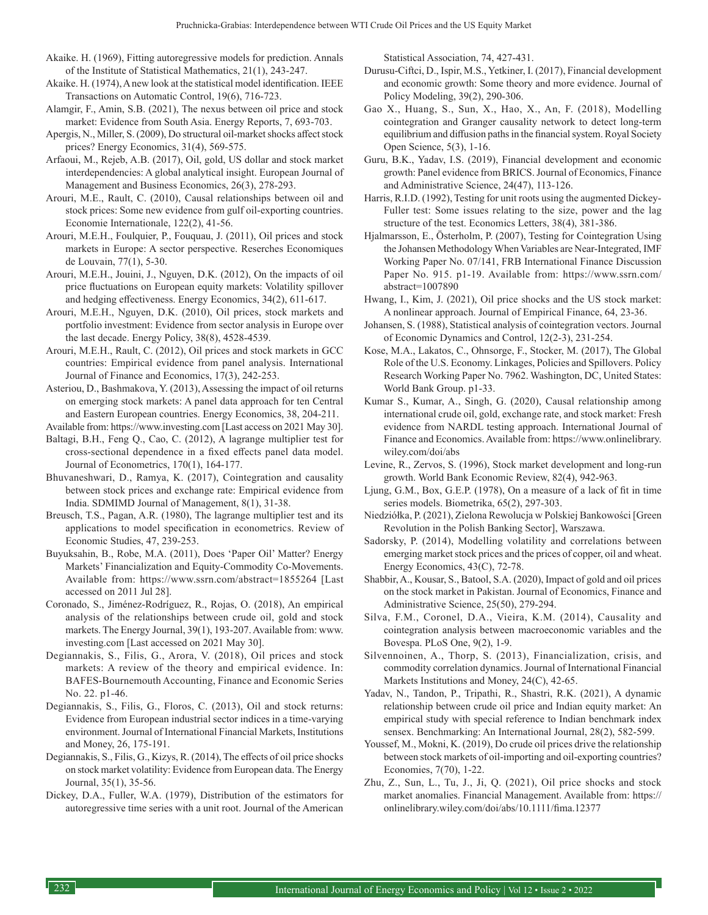Akaike. H. (1969), Fitting autoregressive models for prediction. Annals of the Institute of Statistical Mathematics, 21(1), 243-247.

Akaike. H. (1974), A new look at the statistical model identification. IEEE Transactions on Automatic Control, 19(6), 716-723.

Alamgir, F., Amin, S.B. (2021), The nexus between oil price and stock market: Evidence from South Asia. Energy Reports, 7, 693-703.

Apergis, N., Miller, S. (2009), Do structural oil-market shocks affect stock prices? Energy Economics, 31(4), 569-575.

Arfaoui, M., Rejeb, A.B. (2017), Oil, gold, US dollar and stock market interdependencies: A global analytical insight. European Journal of Management and Business Economics, 26(3), 278-293.

Arouri, M.E., Rault, C. (2010), Causal relationships between oil and stock prices: Some new evidence from gulf oil-exporting countries. Economie Internationale, 122(2), 41-56.

Arouri, M.E.H., Foulquier, P., Fouquau, J. (2011), Oil prices and stock markets in Europe: A sector perspective. Reserches Economiques de Louvain, 77(1), 5-30.

Arouri, M.E.H., Jouini, J., Nguyen, D.K. (2012), On the impacts of oil price fluctuations on European equity markets: Volatility spillover and hedging effectiveness. Energy Economics, 34(2), 611-617.

Arouri, M.E.H., Nguyen, D.K. (2010), Oil prices, stock markets and portfolio investment: Evidence from sector analysis in Europe over the last decade. Energy Policy, 38(8), 4528-4539.

Arouri, M.E.H., Rault, C. (2012), Oil prices and stock markets in GCC countries: Empirical evidence from panel analysis. International Journal of Finance and Economics, 17(3), 242-253.

Asteriou, D., Bashmakova, Y. (2013), Assessing the impact of oil returns on emerging stock markets: A panel data approach for ten Central and Eastern European countries. Energy Economics, 38, 204-211.

Available from: https://www.investing.com [Last access on 2021 May 30].

Baltagi, B.H., Feng Q., Cao, C. (2012), A lagrange multiplier test for cross-sectional dependence in a fixed effects panel data model. Journal of Econometrics, 170(1), 164-177.

Bhuvaneshwari, D., Ramya, K. (2017), Cointegration and causality between stock prices and exchange rate: Empirical evidence from India. SDMIMD Journal of Management, 8(1), 31-38.

Breusch, T.S., Pagan, A.R. (1980), The lagrange multiplier test and its applications to model specification in econometrics. Review of Economic Studies, 47, 239-253.

Buyuksahin, B., Robe, M.A. (2011), Does 'Paper Oil' Matter? Energy Markets' Financialization and Equity-Commodity Co-Movements. Available from: https://www.ssrn.com/abstract=1855264 [Last accessed on 2011 Jul 28].

Coronado, S., Jiménez-Rodríguez, R., Rojas, O. (2018), An empirical analysis of the relationships between crude oil, gold and stock markets. The Energy Journal, 39(1), 193-207. Available from: www.investing.com [Last accessed on 2021 May 30].

Degiannakis, S., Filis, G., Arora, V. (2018), Oil prices and stock markets: A review of the theory and empirical evidence. In: BAFES-Bournemouth Accounting, Finance and Economic Series No. 22. p1-46.

Degiannakis, S., Filis, G., Floros, C. (2013), Oil and stock returns: Evidence from European industrial sector indices in a time-varying environment. Journal of International Financial Markets, Institutions and Money, 26, 175-191.

Degiannakis, S., Filis, G., Kizys, R. (2014), The effects of oil price shocks on stock market volatility: Evidence from European data. The Energy Journal, 35(1), 35-56.

Dickey, D.A., Fuller, W.A. (1979), Distribution of the estimators for autoregressive time series with a unit root. Journal of the American Statistical Association, 74, 427-431.

Durusu-Ciftci, D., Ispir, M.S., Yetkiner, I. (2017), Financial development and economic growth: Some theory and more evidence. Journal of Policy Modeling, 39(2), 290-306.

Gao X., Huang, S., Sun, X., Hao, X., An, F. (2018), Modelling cointegration and Granger causality network to detect long-term equilibrium and diffusion paths in the financial system. Royal Society Open Science, 5(3), 1-16.

Guru, B.K., Yadav, I.S. (2019), Financial development and economic growth: Panel evidence from BRICS. Journal of Economics, Finance and Administrative Science, 24(47), 113-126.

Harris, R.I.D. (1992), Testing for unit roots using the augmented Dickey-Fuller test: Some issues relating to the size, power and the lag structure of the test. Economics Letters, 38(4), 381-386.

Hjalmarsson, E., Österholm, P. (2007), Testing for Cointegration Using the Johansen Methodology When Variables are Near-Integrated, IMF Working Paper No. 07/141, FRB International Finance Discussion Paper No. 915. p1-19. Available from: https://www.ssrn.com/abstract=1007890

Hwang, I., Kim, J. (2021), Oil price shocks and the US stock market: A nonlinear approach. Journal of Empirical Finance, 64, 23-36.

Johansen, S. (1988), Statistical analysis of cointegration vectors. Journal of Economic Dynamics and Control, 12(2-3), 231-254.

Kose, M.A., Lakatos, C., Ohnsorge, F., Stocker, M. (2017), The Global Role of the U.S. Economy. Linkages, Policies and Spillovers. Policy Research Working Paper No. 7962. Washington, DC, United States: World Bank Group. p1-33.

Kumar S., Kumar, A., Singh, G. (2020), Causal relationship among international crude oil, gold, exchange rate, and stock market: Fresh evidence from NARDL testing approach. International Journal of Finance and Economics. Available from: https://www.onlinelibrary.wiley.com/doi/abs

Levine, R., Zervos, S. (1996), Stock market development and long-run growth. World Bank Economic Review, 82(4), 942-963.

Ljung, G.M., Box, G.E.P. (1978), On a measure of a lack of fit in time series models. Biometrika, 65(2), 297-303.

Niedziółka, P. (2021), Zielona Rewolucja w Polskiej Bankowości [Green Revolution in the Polish Banking Sector], Warszawa.

Sadorsky, P. (2014), Modelling volatility and correlations between emerging market stock prices and the prices of copper, oil and wheat. Energy Economics, 43(C), 72-78.

Shabbir, A., Kousar, S., Batool, S.A. (2020), Impact of gold and oil prices on the stock market in Pakistan. Journal of Economics, Finance and Administrative Science, 25(50), 279-294.

Silva, F.M., Coronel, D.A., Vieira, K.M. (2014), Causality and cointegration analysis between macroeconomic variables and the Bovespa. PLoS One, 9(2), 1-9.

Silvennoinen, A., Thorp, S. (2013), Financialization, crisis, and commodity correlation dynamics. Journal of International Financial Markets Institutions and Money, 24(C), 42-65.

Yadav, N., Tandon, P., Tripathi, R., Shastri, R.K. (2021), A dynamic relationship between crude oil price and Indian equity market: An empirical study with special reference to Indian benchmark index sensex. Benchmarking: An International Journal, 28(2), 582-599.

Youssef, M., Mokni, K. (2019), Do crude oil prices drive the relationship between stock markets of oil-importing and oil-exporting countries? Economies, 7(70), 1-22.

Zhu, Z., Sun, L., Tu, J., Ji, Q. (2021), Oil price shocks and stock market anomalies. Financial Management. Available from: https://onlinelibrary.wiley.com/doi/abs/10.1111/fima.12377